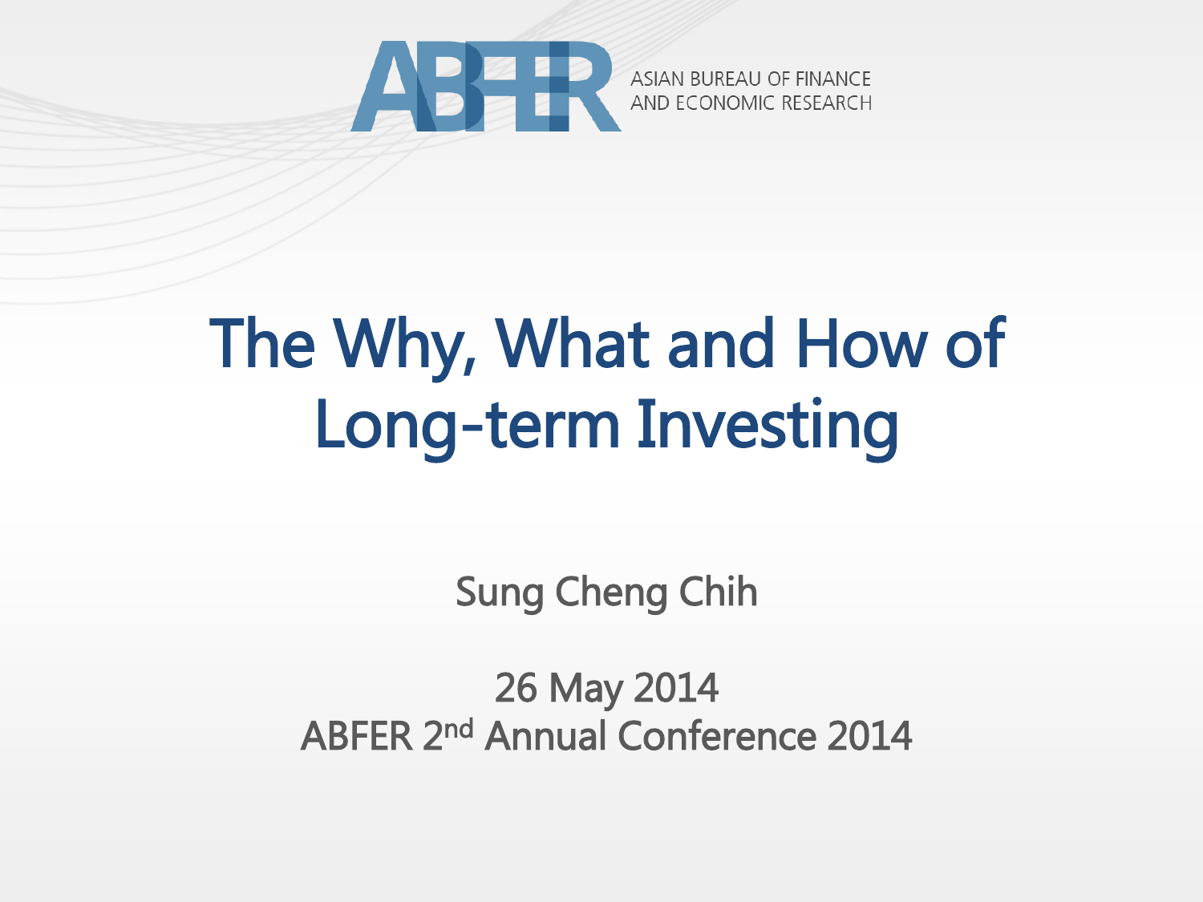ASIAN BUREAU OF FINANCE AND ECONOMIC RESEARCH

# The Why, What and How of Long-term Investing

Sung Cheng Chih

26 May 2014

ABFER 2nd Annual Conference 2014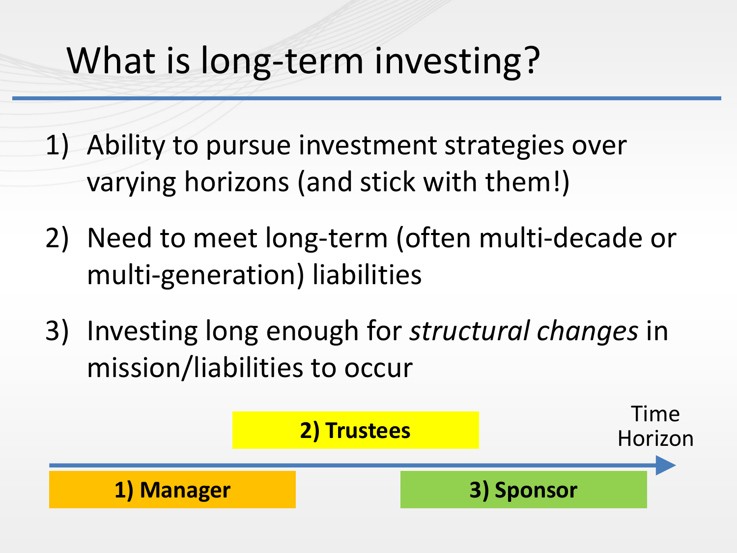# What is long-term investing?

1) Ability to pursue investment strategies over varying horizons (and stick with them!)

2) Need to meet long-term (often multi-decade or multi-generation) liabilities

3) Investing long enough for *structural changes* in mission/liabilities to occur

**2) Trustees**

Time Horizon

**1) Manager**

**3) Sponsor**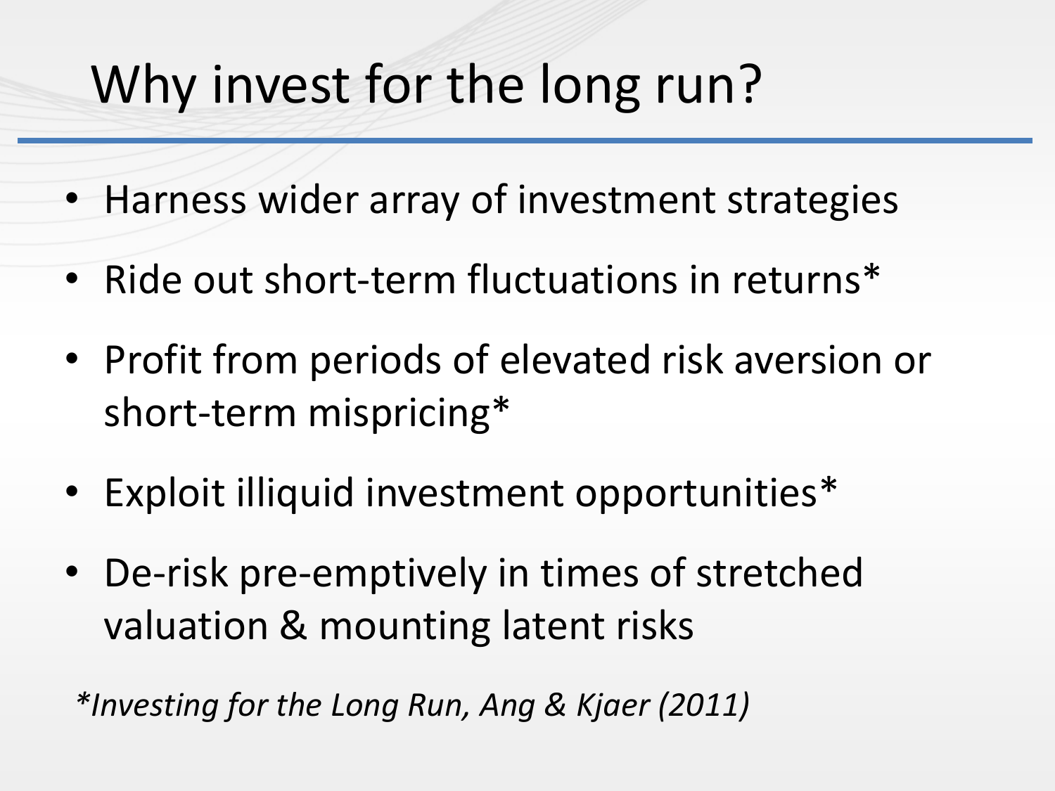# Why invest for the long run?

- Harness wider array of investment strategies
- Ride out short-term fluctuations in returns*
- Profit from periods of elevated risk aversion or short-term mispricing*
- Exploit illiquid investment opportunities*
- De-risk pre-emptively in times of stretched valuation & mounting latent risks

*\*Investing for the Long Run, Ang & Kjaer (2011)*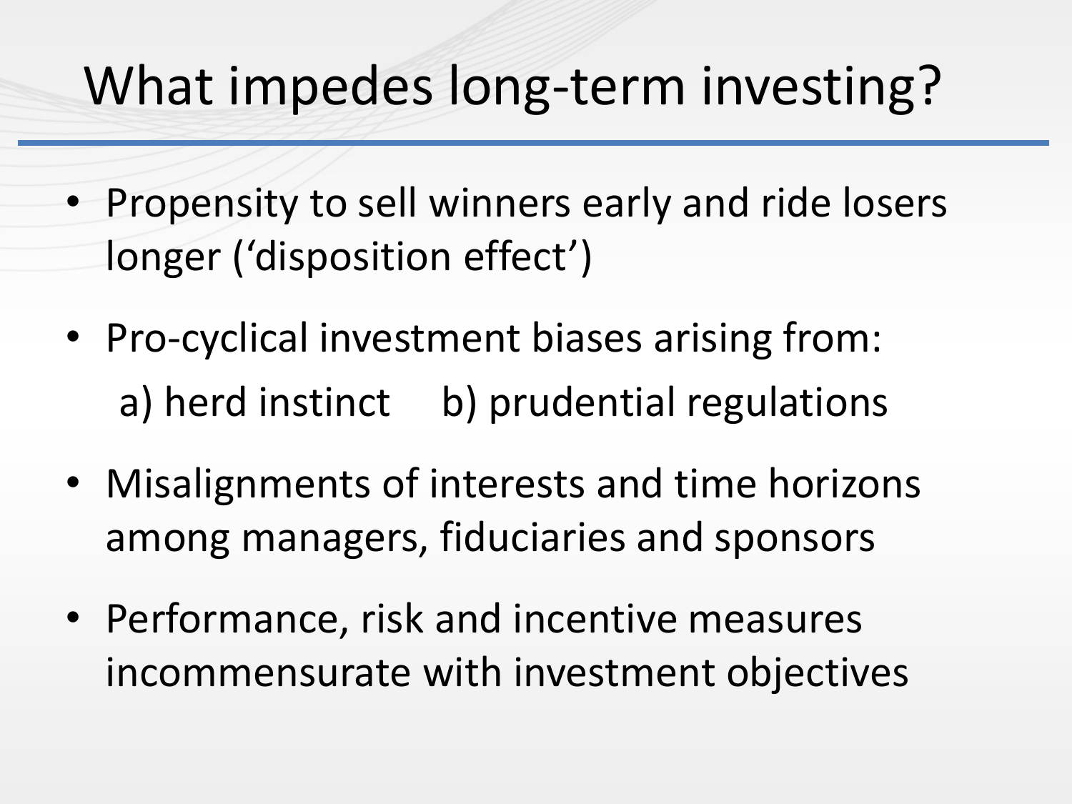# What impedes long-term investing?

- Propensity to sell winners early and ride losers longer ('disposition effect')
- Pro-cyclical investment biases arising from:
  a) herd instinct  b) prudential regulations
- Misalignments of interests and time horizons among managers, fiduciaries and sponsors
- Performance, risk and incentive measures incommensurate with investment objectives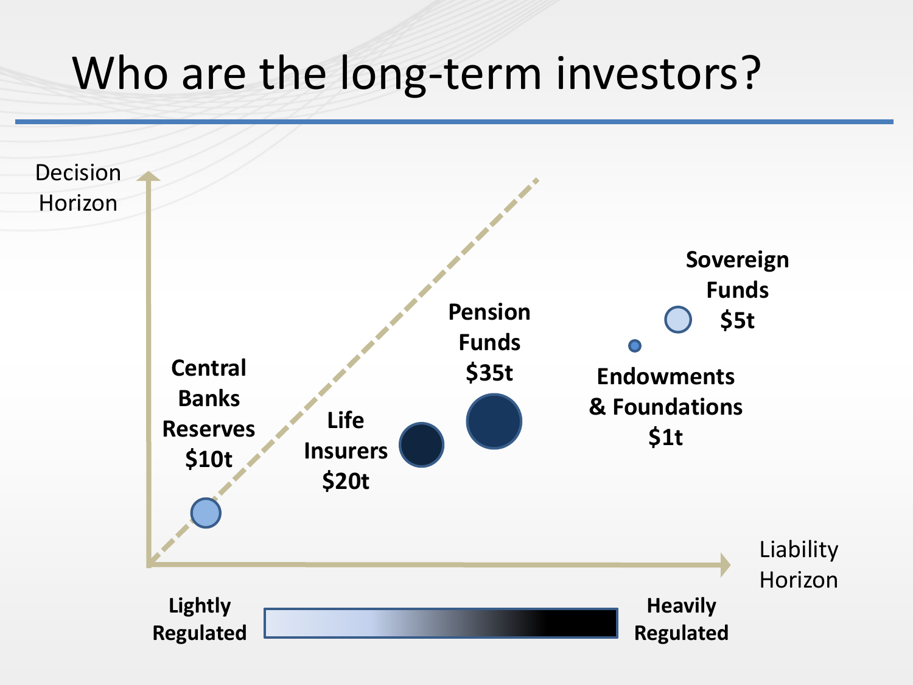# Who are the long-term investors?

Decision Horizon

Liability Horizon

**Central Banks Reserves $10t**

**Life Insurers $20t**

**Pension Funds $35t**

**Endowments & Foundations $1t**

**Sovereign Funds $5t**

**Lightly Regulated**

**Heavily Regulated**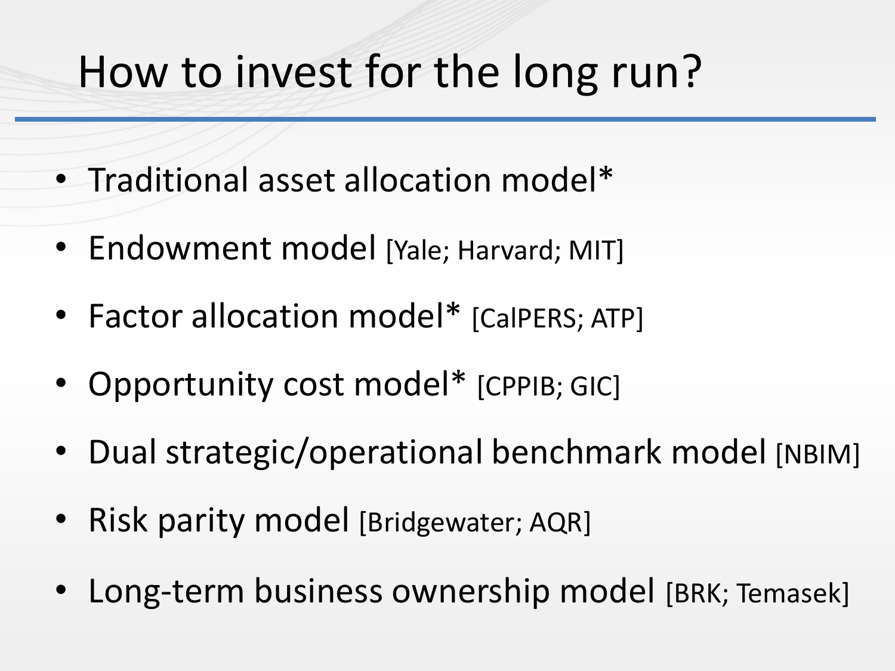# How to invest for the long run?

- Traditional asset allocation model*
- Endowment model [Yale; Harvard; MIT]
- Factor allocation model* [CalPERS; ATP]
- Opportunity cost model* [CPPIB; GIC]
- Dual strategic/operational benchmark model [NBIM]
- Risk parity model [Bridgewater; AQR]
- Long-term business ownership model [BRK; Temasek]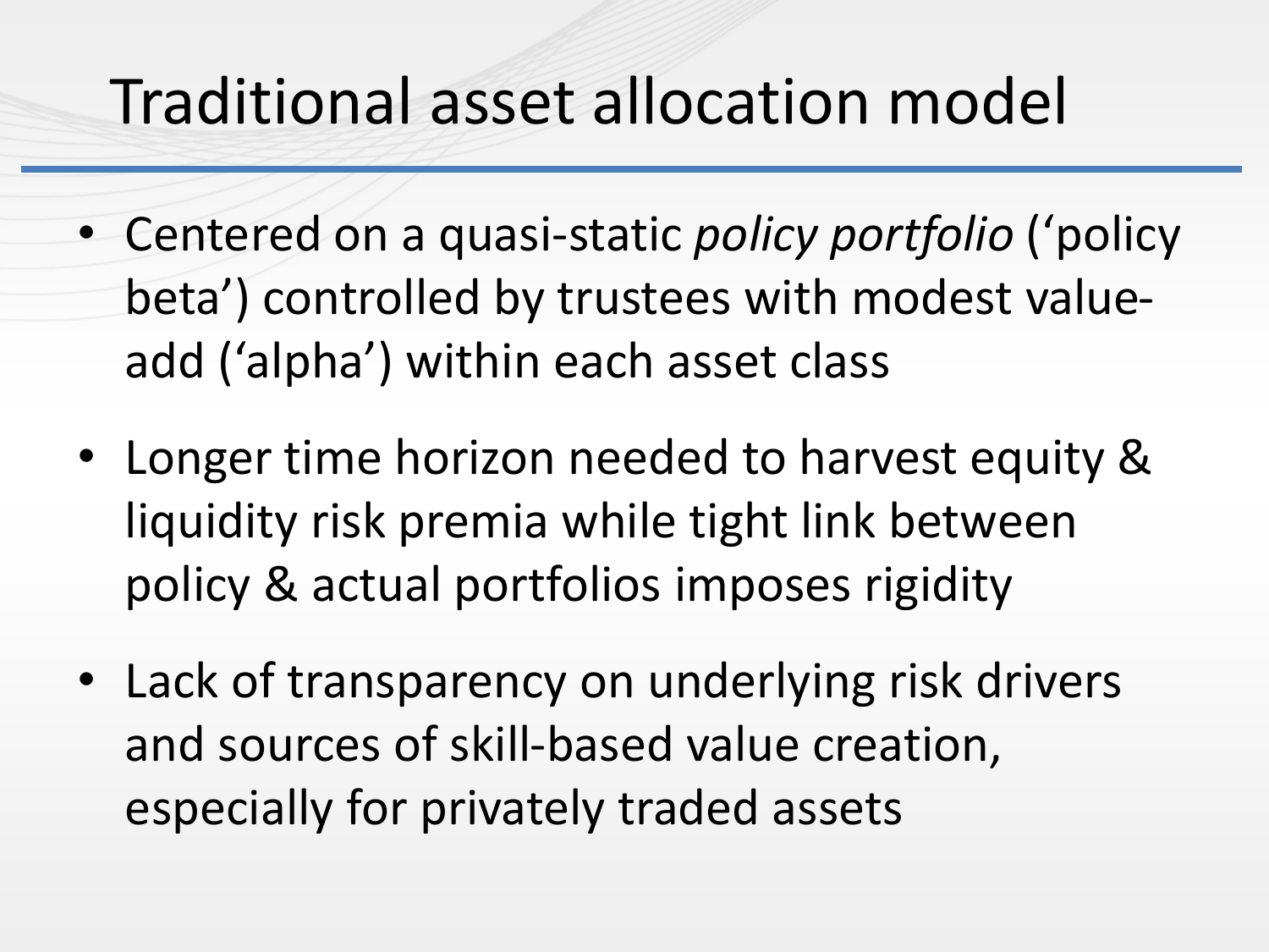# Traditional asset allocation model

- Centered on a quasi-static *policy portfolio* ('policy beta') controlled by trustees with modest value-add ('alpha') within each asset class
- Longer time horizon needed to harvest equity & liquidity risk premia while tight link between policy & actual portfolios imposes rigidity
- Lack of transparency on underlying risk drivers and sources of skill-based value creation, especially for privately traded assets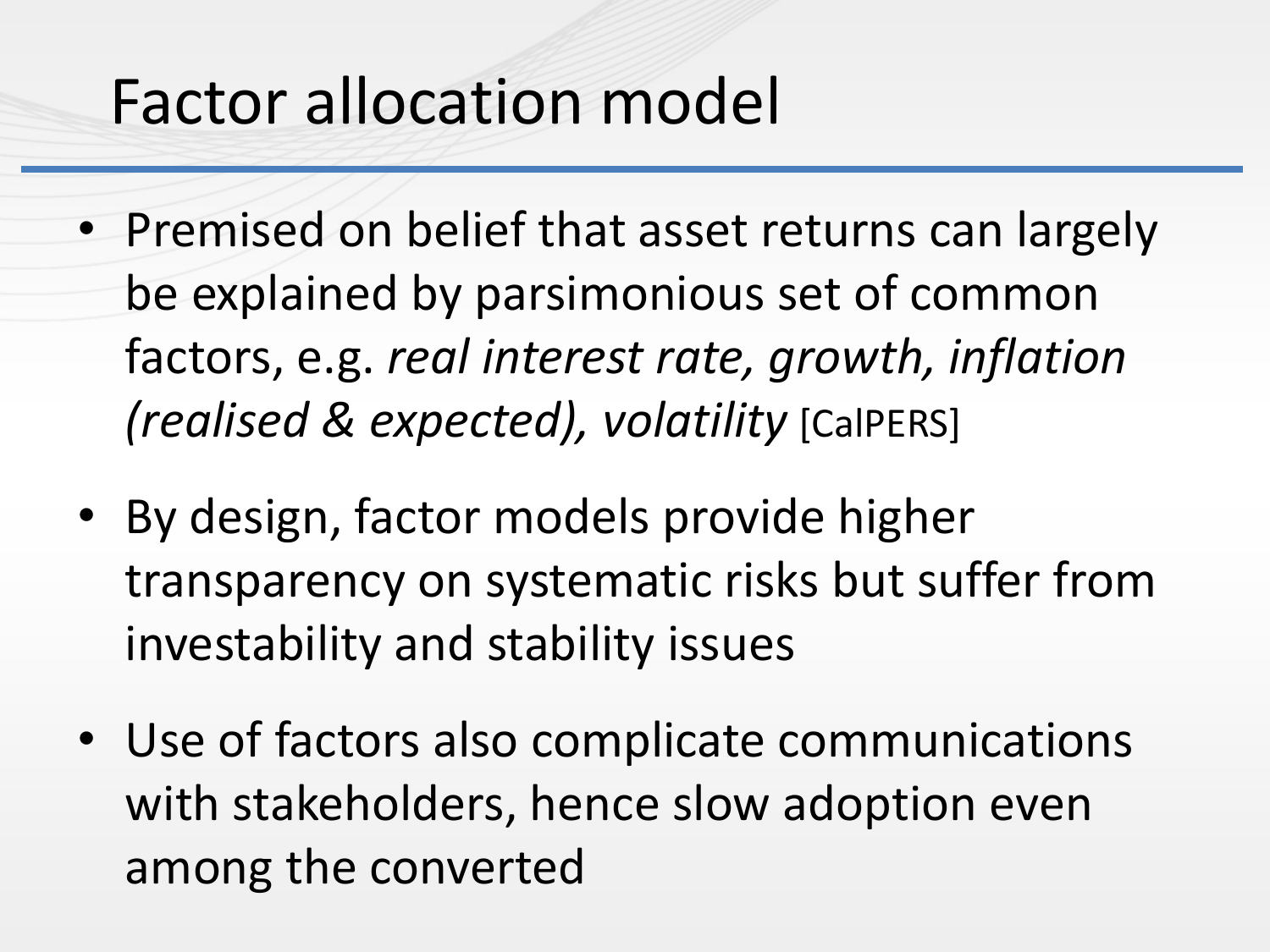# Factor allocation model

- Premised on belief that asset returns can largely be explained by parsimonious set of common factors, e.g. *real interest rate, growth, inflation (realised & expected), volatility* [CalPERS]

- By design, factor models provide higher transparency on systematic risks but suffer from investability and stability issues

- Use of factors also complicate communications with stakeholders, hence slow adoption even among the converted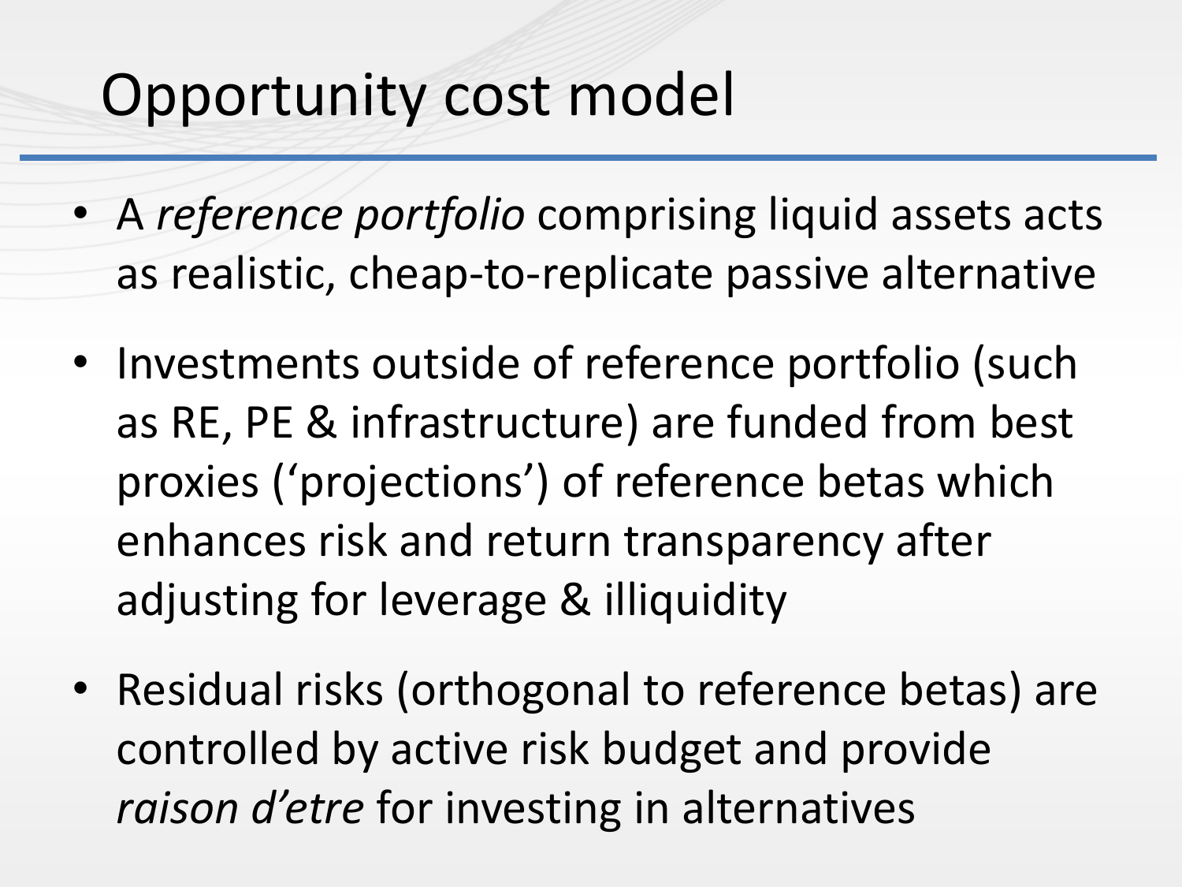# Opportunity cost model

- A *reference portfolio* comprising liquid assets acts as realistic, cheap-to-replicate passive alternative
- Investments outside of reference portfolio (such as RE, PE & infrastructure) are funded from best proxies ('projections') of reference betas which enhances risk and return transparency after adjusting for leverage & illiquidity
- Residual risks (orthogonal to reference betas) are controlled by active risk budget and provide *raison d'etre* for investing in alternatives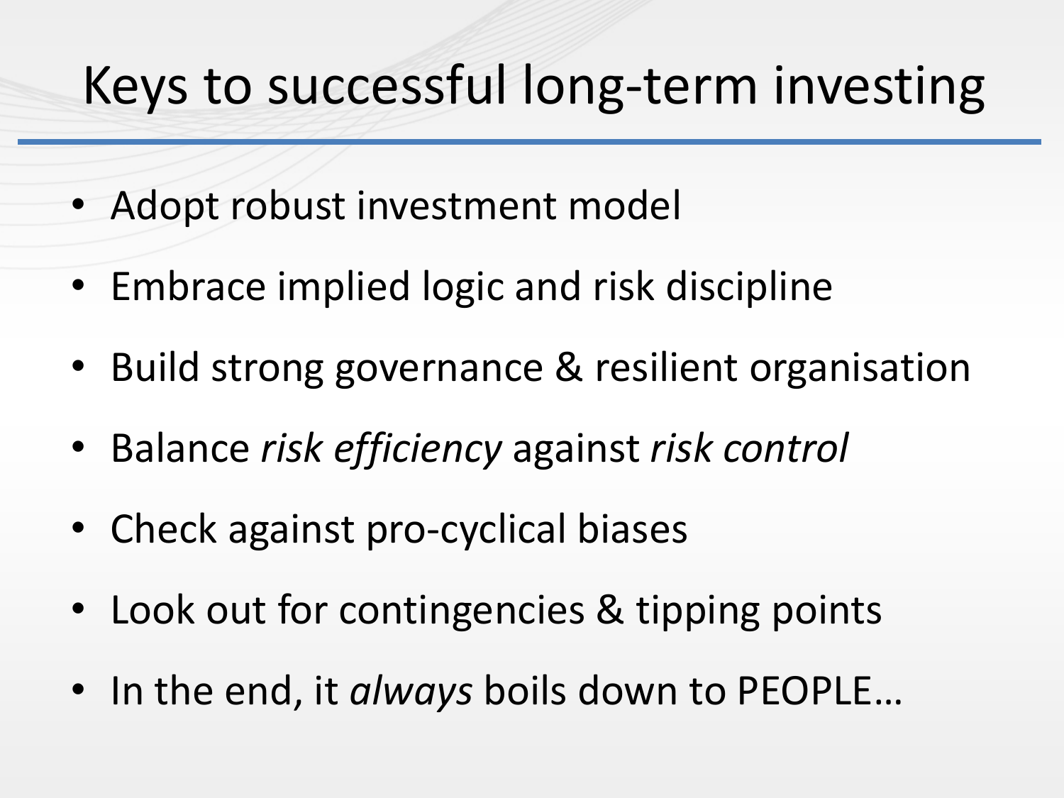# Keys to successful long-term investing

- Adopt robust investment model
- Embrace implied logic and risk discipline
- Build strong governance & resilient organisation
- Balance *risk efficiency* against *risk control*
- Check against pro-cyclical biases
- Look out for contingencies & tipping points
- In the end, it *always* boils down to PEOPLE…